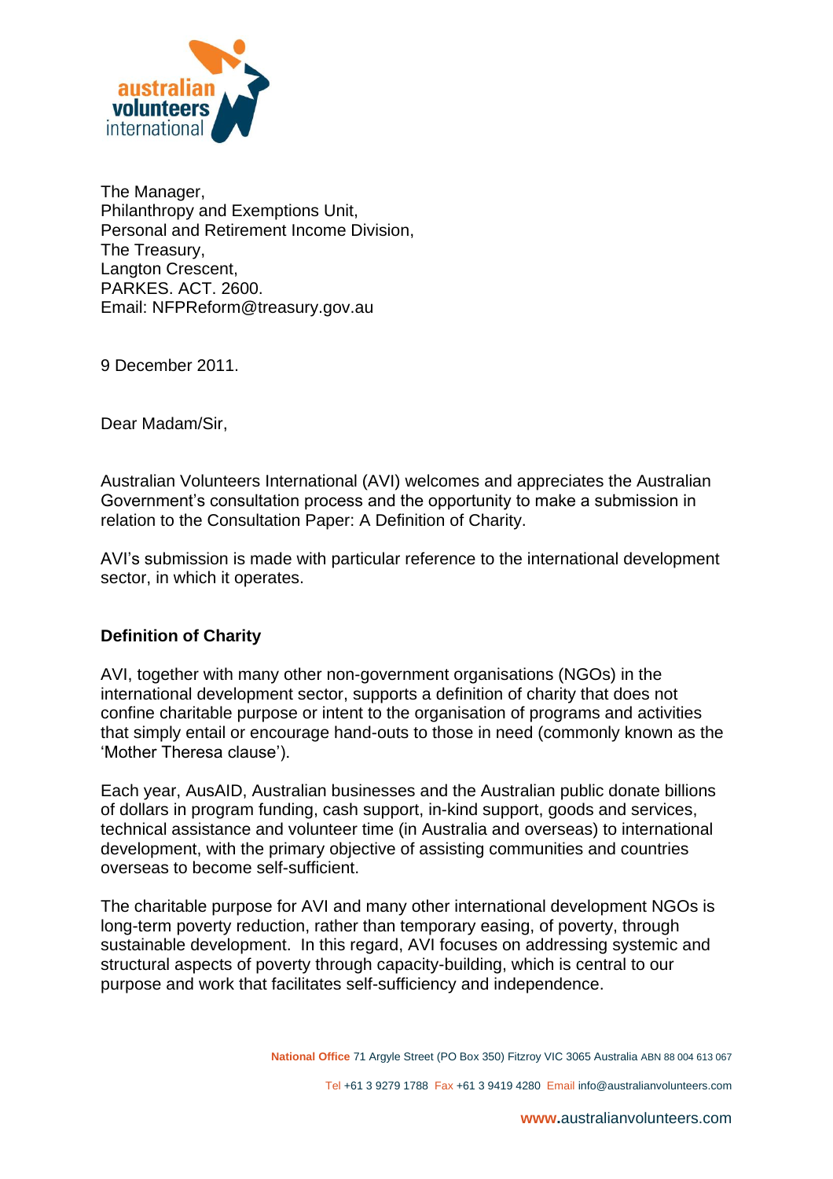The Manager,
Philanthropy and Exemptions Unit,
Personal and Retirement Income Division,
The Treasury,
Langton Crescent,
PARKES. ACT. 2600.
Email: NFPReform@treasury.gov.au

9 December 2011.

Dear Madam/Sir,

Australian Volunteers International (AVI) welcomes and appreciates the Australian Government's consultation process and the opportunity to make a submission in relation to the Consultation Paper: A Definition of Charity.

AVI's submission is made with particular reference to the international development sector, in which it operates.

**Definition of Charity**

AVI, together with many other non-government organisations (NGOs) in the international development sector, supports a definition of charity that does not confine charitable purpose or intent to the organisation of programs and activities that simply entail or encourage hand-outs to those in need (commonly known as the 'Mother Theresa clause').

Each year, AusAID, Australian businesses and the Australian public donate billions of dollars in program funding, cash support, in-kind support, goods and services, technical assistance and volunteer time (in Australia and overseas) to international development, with the primary objective of assisting communities and countries overseas to become self-sufficient.

The charitable purpose for AVI and many other international development NGOs is long-term poverty reduction, rather than temporary easing, of poverty, through sustainable development. In this regard, AVI focuses on addressing systemic and structural aspects of poverty through capacity-building, which is central to our purpose and work that facilitates self-sufficiency and independence.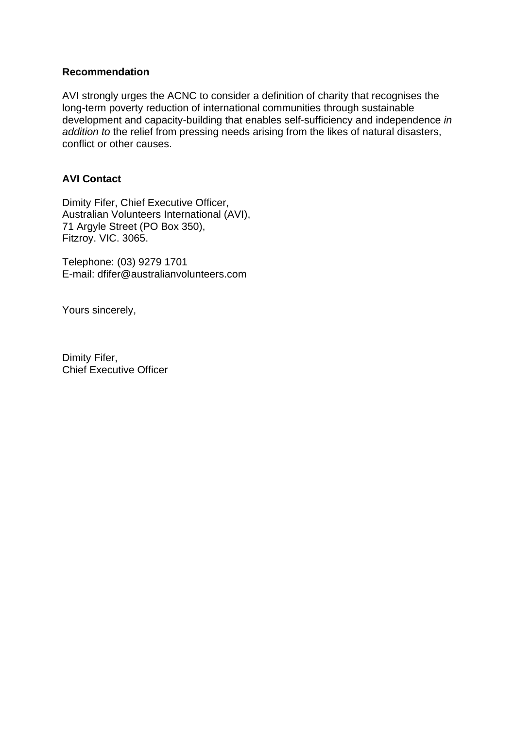**Recommendation**

AVI strongly urges the ACNC to consider a definition of charity that recognises the long-term poverty reduction of international communities through sustainable development and capacity-building that enables self-sufficiency and independence *in addition to* the relief from pressing needs arising from the likes of natural disasters, conflict or other causes.

**AVI Contact**

Dimity Fifer, Chief Executive Officer,
Australian Volunteers International (AVI),
71 Argyle Street (PO Box 350),
Fitzroy. VIC. 3065.

Telephone: (03) 9279 1701
E-mail: dfifer@australianvolunteers.com

Yours sincerely,

Dimity Fifer,
Chief Executive Officer